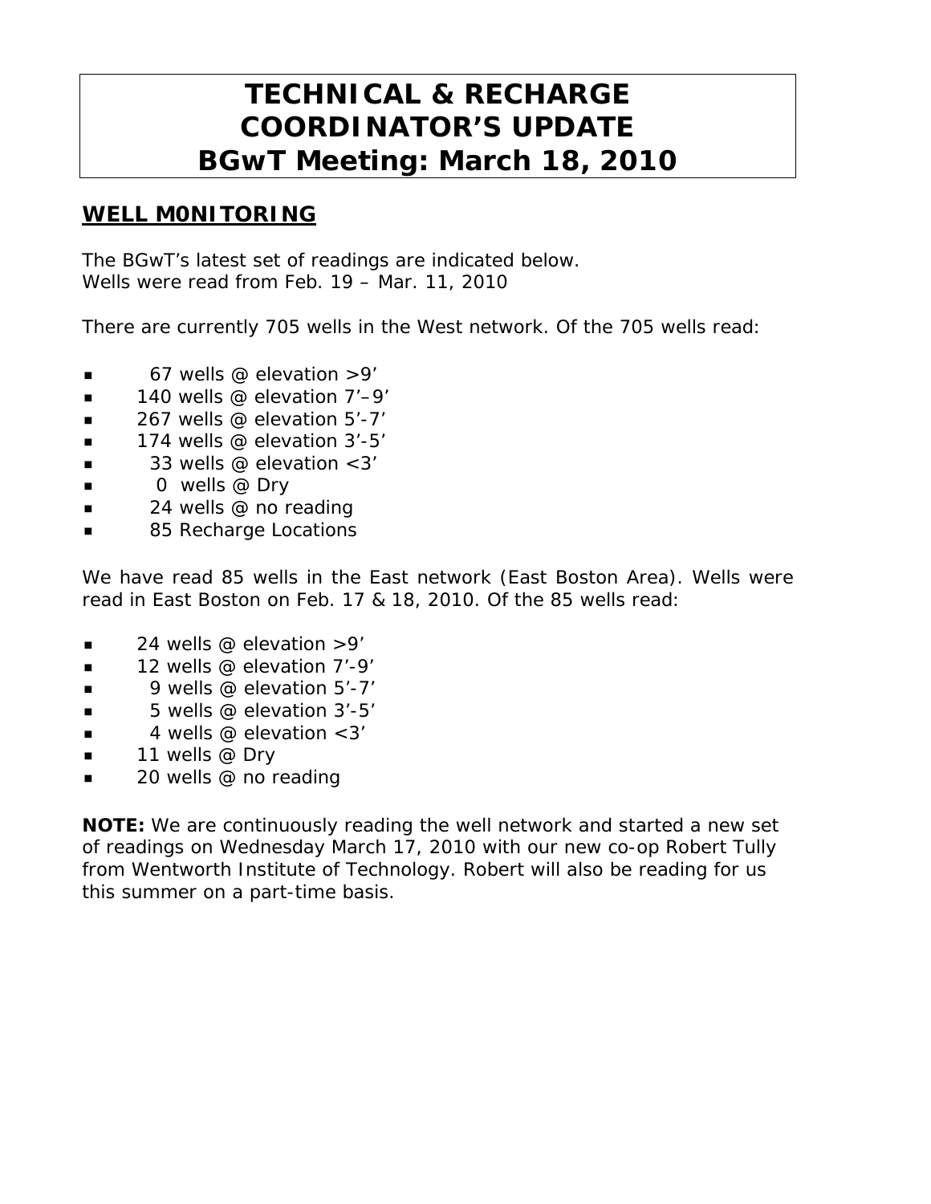# TECHNICAL & RECHARGE COORDINATOR'S UPDATE BGwT Meeting: March 18, 2010

## WELL M0NITORING

The BGwT's latest set of readings are indicated below.
Wells were read from Feb. 19 – Mar. 11, 2010

There are currently 705 wells in the West network. Of the 705 wells read:

- 67 wells @ elevation >9'
- 140 wells @ elevation 7'–9'
- 267 wells @ elevation 5'-7'
- 174 wells @ elevation 3'-5'
- 33 wells @ elevation <3'
- 0 wells @ Dry
- 24 wells @ no reading
- 85 Recharge Locations

We have read 85 wells in the East network (East Boston Area). Wells were read in East Boston on Feb. 17 & 18, 2010. Of the 85 wells read:

- 24 wells @ elevation >9'
- 12 wells @ elevation 7'-9'
- 9 wells @ elevation 5'-7'
- 5 wells @ elevation 3'-5'
- 4 wells @ elevation <3'
- 11 wells @ Dry
- 20 wells @ no reading

**NOTE:** We are continuously reading the well network and started a new set of readings on Wednesday March 17, 2010 with our new co-op Robert Tully from Wentworth Institute of Technology. Robert will also be reading for us this summer on a part-time basis.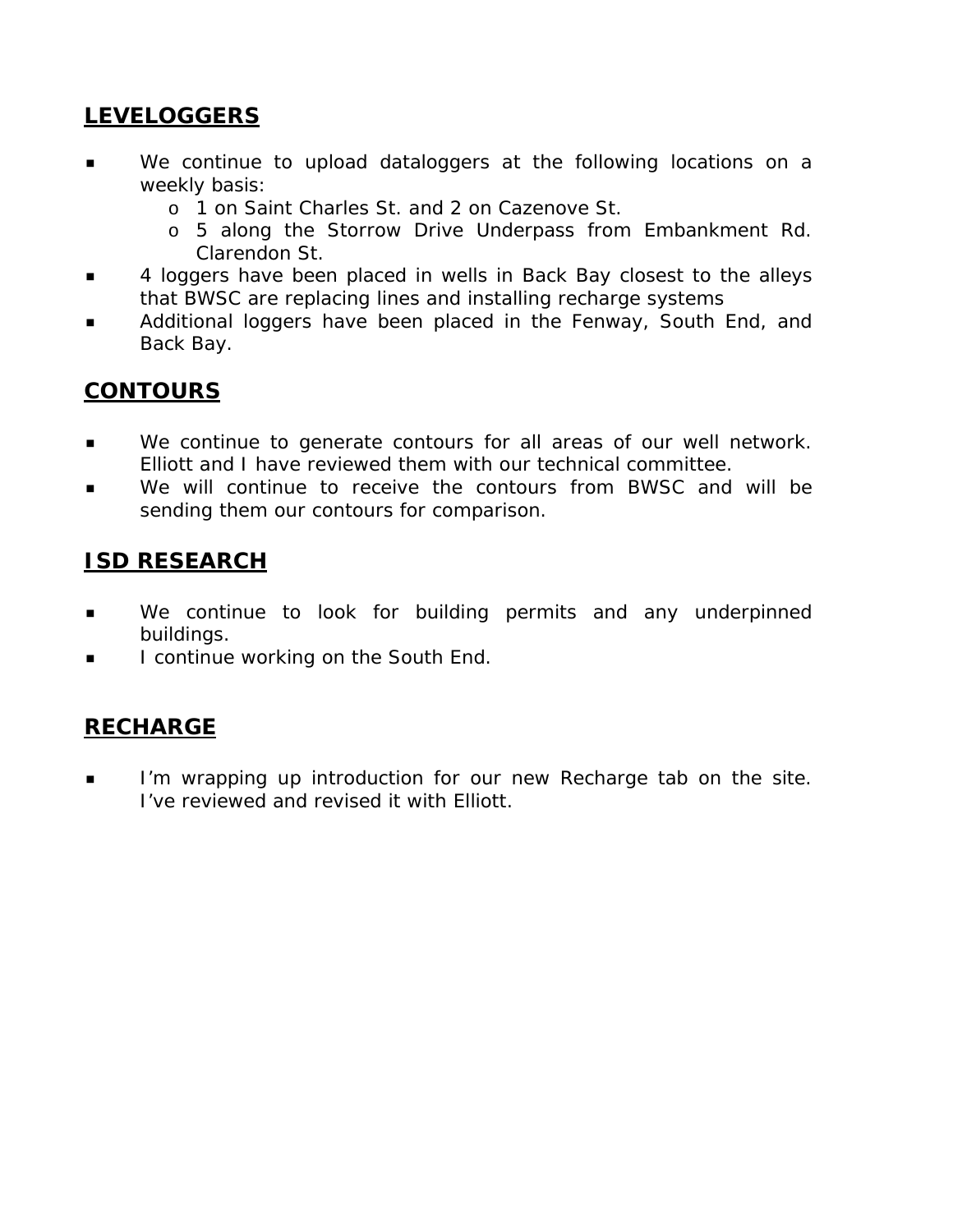## LEVELOGGERS

- We continue to upload dataloggers at the following locations on a weekly basis:
  - 1 on Saint Charles St. and 2 on Cazenove St.
  - 5 along the Storrow Drive Underpass from Embankment Rd. Clarendon St.
- 4 loggers have been placed in wells in Back Bay closest to the alleys that BWSC are replacing lines and installing recharge systems
- Additional loggers have been placed in the Fenway, South End, and Back Bay.

## CONTOURS

- We continue to generate contours for all areas of our well network. Elliott and I have reviewed them with our technical committee.
- We will continue to receive the contours from BWSC and will be sending them our contours for comparison.

## ISD RESEARCH

- We continue to look for building permits and any underpinned buildings.
- I continue working on the South End.

## RECHARGE

- I'm wrapping up introduction for our new Recharge tab on the site. I've reviewed and revised it with Elliott.